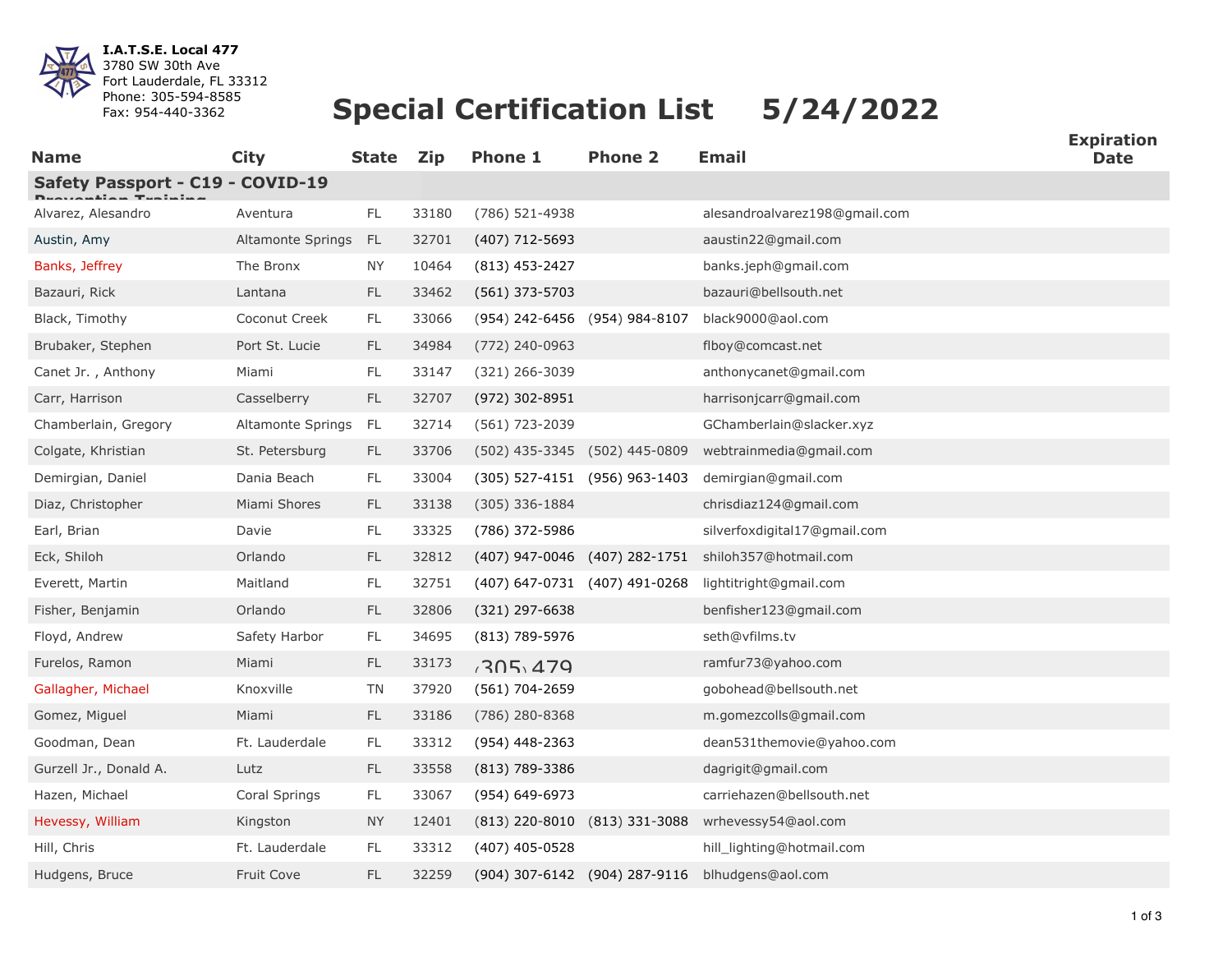**I.A.T.S.E. Local 477**
3780 SW 30th Ave
Fort Lauderdale, FL 33312
Phone: 305-594-8585
Fax: 954-440-3362

# Special Certification List 5/24/2022

| Name | City | State | Zip | Phone 1 | Phone 2 | Email | Expiration Date |
|---|---|---|---|---|---|---|---|
| **Safety Passport - C19 - COVID-19 Prevention Training** | | | | | | | |
| Alvarez, Alesandro | Aventura | FL | 33180 | (786) 521-4938 | | alesandroalvarez198@gmail.com | |
| Austin, Amy | Altamonte Springs | FL | 32701 | (407) 712-5693 | | aaustin22@gmail.com | |
| Banks, Jeffrey | The Bronx | NY | 10464 | (813) 453-2427 | | banks.jeph@gmail.com | |
| Bazauri, Rick | Lantana | FL | 33462 | (561) 373-5703 | | bazauri@bellsouth.net | |
| Black, Timothy | Coconut Creek | FL | 33066 | (954) 242-6456 | (954) 984-8107 | black9000@aol.com | |
| Brubaker, Stephen | Port St. Lucie | FL | 34984 | (772) 240-0963 | | flboy@comcast.net | |
| Canet Jr. , Anthony | Miami | FL | 33147 | (321) 266-3039 | | anthonycanet@gmail.com | |
| Carr, Harrison | Casselberry | FL | 32707 | (972) 302-8951 | | harrisonjcarr@gmail.com | |
| Chamberlain, Gregory | Altamonte Springs | FL | 32714 | (561) 723-2039 | | GChamberlain@slacker.xyz | |
| Colgate, Khristian | St. Petersburg | FL | 33706 | (502) 435-3345 | (502) 445-0809 | webtrainmedia@gmail.com | |
| Demirgian, Daniel | Dania Beach | FL | 33004 | (305) 527-4151 | (956) 963-1403 | demirgian@gmail.com | |
| Diaz, Christopher | Miami Shores | FL | 33138 | (305) 336-1884 | | chrisdiaz124@gmail.com | |
| Earl, Brian | Davie | FL | 33325 | (786) 372-5986 | | silverfoxdigital17@gmail.com | |
| Eck, Shiloh | Orlando | FL | 32812 | (407) 947-0046 | (407) 282-1751 | shiloh357@hotmail.com | |
| Everett, Martin | Maitland | FL | 32751 | (407) 647-0731 | (407) 491-0268 | lightitright@gmail.com | |
| Fisher, Benjamin | Orlando | FL | 32806 | (321) 297-6638 | | benfisher123@gmail.com | |
| Floyd, Andrew | Safety Harbor | FL | 34695 | (813) 789-5976 | | seth@vfilms.tv | |
| Furelos, Ramon | Miami | FL | 33173 | (305) 479 | | ramfur73@yahoo.com | |
| Gallagher, Michael | Knoxville | TN | 37920 | (561) 704-2659 | | gobohead@bellsouth.net | |
| Gomez, Miguel | Miami | FL | 33186 | (786) 280-8368 | | m.gomezcolls@gmail.com | |
| Goodman, Dean | Ft. Lauderdale | FL | 33312 | (954) 448-2363 | | dean531themovie@yahoo.com | |
| Gurzell Jr., Donald A. | Lutz | FL | 33558 | (813) 789-3386 | | dagrigit@gmail.com | |
| Hazen, Michael | Coral Springs | FL | 33067 | (954) 649-6973 | | carriehazen@bellsouth.net | |
| Hevessy, William | Kingston | NY | 12401 | (813) 220-8010 | (813) 331-3088 | wrhevessy54@aol.com | |
| Hill, Chris | Ft. Lauderdale | FL | 33312 | (407) 405-0528 | | hill_lighting@hotmail.com | |
| Hudgens, Bruce | Fruit Cove | FL | 32259 | (904) 307-6142 | (904) 287-9116 | blhudgens@aol.com | |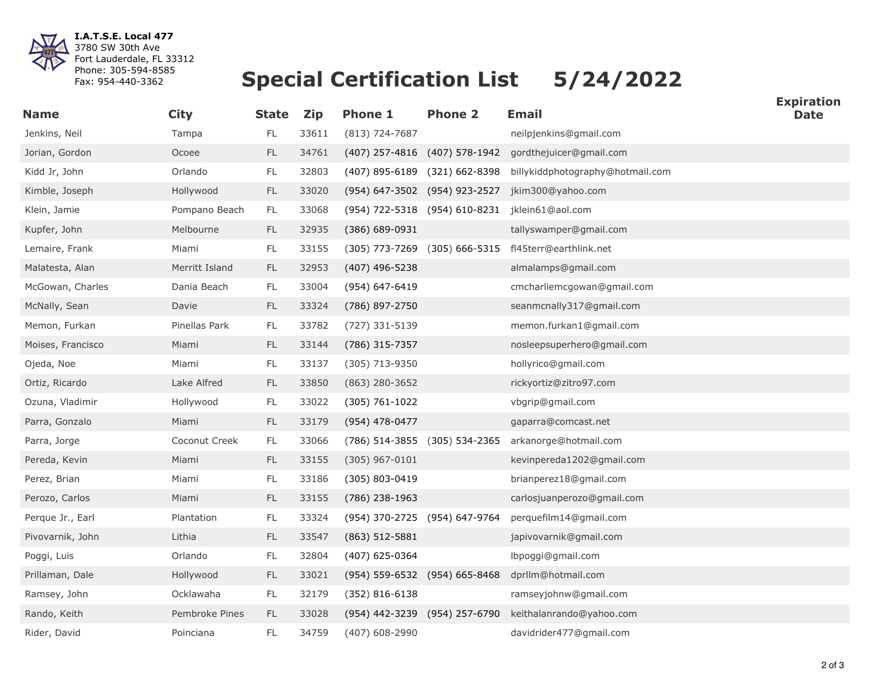**I.A.T.S.E. Local 477**
3780 SW 30th Ave
Fort Lauderdale, FL 33312
Phone: 305-594-8585
Fax: 954-440-3362

# Special Certification List 5/24/2022

| Name | City | State | Zip | Phone 1 | Phone 2 | Email | Expiration Date |
|---|---|---|---|---|---|---|---|
| Jenkins, Neil | Tampa | FL | 33611 | (813) 724-7687 | | neilpjenkins@gmail.com | |
| Jorian, Gordon | Ocoee | FL | 34761 | (407) 257-4816 | (407) 578-1942 | gordthejuicer@gmail.com | |
| Kidd Jr, John | Orlando | FL | 32803 | (407) 895-6189 | (321) 662-8398 | billykiddphotography@hotmail.com | |
| Kimble, Joseph | Hollywood | FL | 33020 | (954) 647-3502 | (954) 923-2527 | jkim300@yahoo.com | |
| Klein, Jamie | Pompano Beach | FL | 33068 | (954) 722-5318 | (954) 610-8231 | jklein61@aol.com | |
| Kupfer, John | Melbourne | FL | 32935 | (386) 689-0931 | | tallyswamper@gmail.com | |
| Lemaire, Frank | Miami | FL | 33155 | (305) 773-7269 | (305) 666-5315 | fl45terr@earthlink.net | |
| Malatesta, Alan | Merritt Island | FL | 32953 | (407) 496-5238 | | almalamps@gmail.com | |
| McGowan, Charles | Dania Beach | FL | 33004 | (954) 647-6419 | | cmcharliemcgowan@gmail.com | |
| McNally, Sean | Davie | FL | 33324 | (786) 897-2750 | | seanmcnally317@gmail.com | |
| Memon, Furkan | Pinellas Park | FL | 33782 | (727) 331-5139 | | memon.furkan1@gmail.com | |
| Moises, Francisco | Miami | FL | 33144 | (786) 315-7357 | | nosleepsuperhero@gmail.com | |
| Ojeda, Noe | Miami | FL | 33137 | (305) 713-9350 | | hollyrico@gmail.com | |
| Ortiz, Ricardo | Lake Alfred | FL | 33850 | (863) 280-3652 | | rickyortiz@zitro97.com | |
| Ozuna, Vladimir | Hollywood | FL | 33022 | (305) 761-1022 | | vbgrip@gmail.com | |
| Parra, Gonzalo | Miami | FL | 33179 | (954) 478-0477 | | gaparra@comcast.net | |
| Parra, Jorge | Coconut Creek | FL | 33066 | (786) 514-3855 | (305) 534-2365 | arkanorge@hotmail.com | |
| Pereda, Kevin | Miami | FL | 33155 | (305) 967-0101 | | kevinpereda1202@gmail.com | |
| Perez, Brian | Miami | FL | 33186 | (305) 803-0419 | | brianperez18@gmail.com | |
| Perozo, Carlos | Miami | FL | 33155 | (786) 238-1963 | | carlosjuanperozo@gmail.com | |
| Perque Jr., Earl | Plantation | FL | 33324 | (954) 370-2725 | (954) 647-9764 | perquefilm14@gmail.com | |
| Pivovarnik, John | Lithia | FL | 33547 | (863) 512-5881 | | japivovarnik@gmail.com | |
| Poggi, Luis | Orlando | FL | 32804 | (407) 625-0364 | | lbpoggi@gmail.com | |
| Prillaman, Dale | Hollywood | FL | 33021 | (954) 559-6532 | (954) 665-8468 | dprllm@hotmail.com | |
| Ramsey, John | Ocklawaha | FL | 32179 | (352) 816-6138 | | ramseyjohnw@gmail.com | |
| Rando, Keith | Pembroke Pines | FL | 33028 | (954) 442-3239 | (954) 257-6790 | keithalanrando@yahoo.com | |
| Rider, David | Poinciana | FL | 34759 | (407) 608-2990 | | davidrider477@gmail.com | |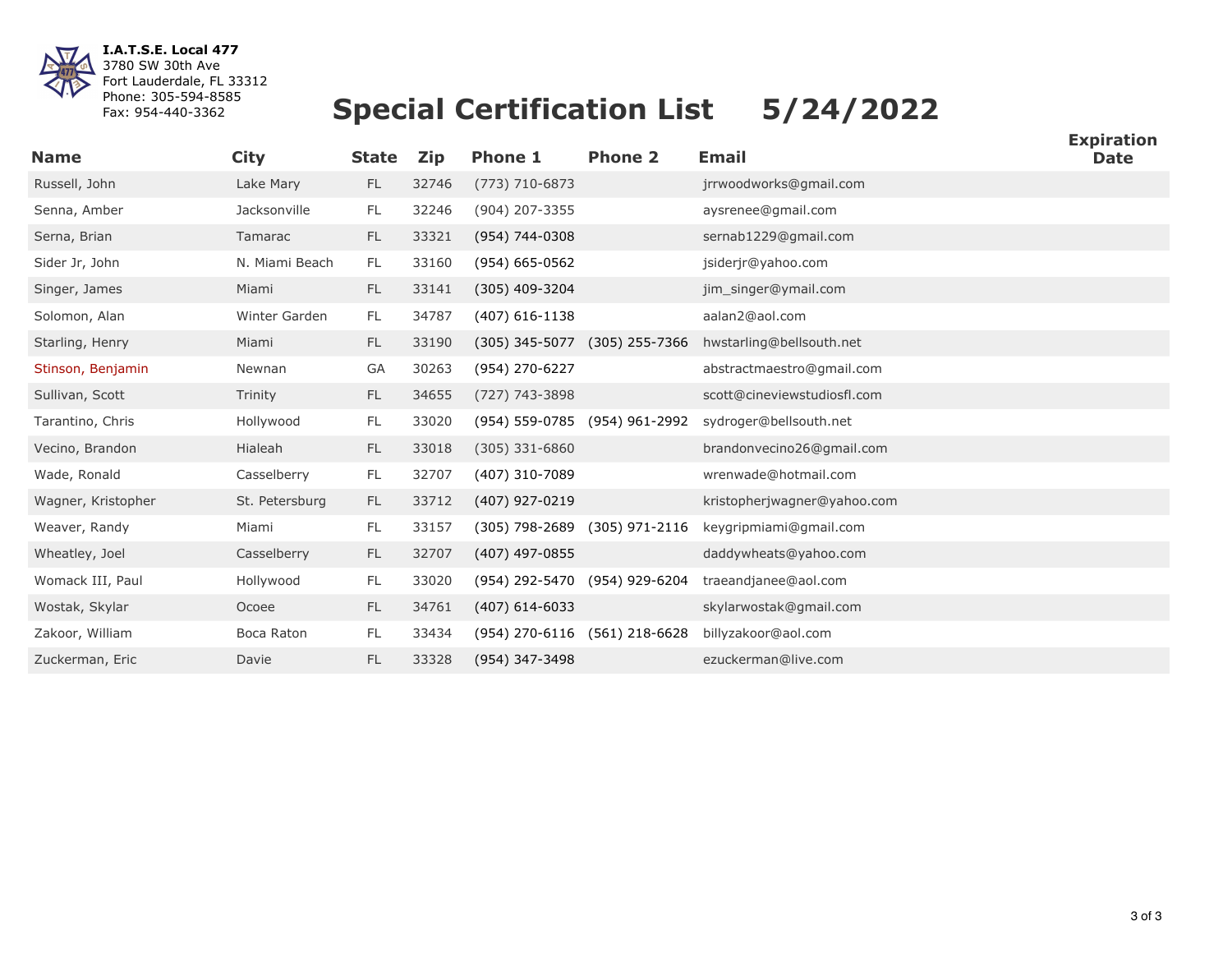**I.A.T.S.E. Local 477**
3780 SW 30th Ave
Fort Lauderdale, FL 33312
Phone: 305-594-8585
Fax: 954-440-3362

# Special Certification List 5/24/2022

| Name | City | State | Zip | Phone 1 | Phone 2 | Email | Expiration Date |
|---|---|---|---|---|---|---|---|
| Russell, John | Lake Mary | FL | 32746 | (773) 710-6873 | | jrrwoodworks@gmail.com | |
| Senna, Amber | Jacksonville | FL | 32246 | (904) 207-3355 | | aysrenee@gmail.com | |
| Serna, Brian | Tamarac | FL | 33321 | (954) 744-0308 | | sernab1229@gmail.com | |
| Sider Jr, John | N. Miami Beach | FL | 33160 | (954) 665-0562 | | jsiderjr@yahoo.com | |
| Singer, James | Miami | FL | 33141 | (305) 409-3204 | | jim_singer@ymail.com | |
| Solomon, Alan | Winter Garden | FL | 34787 | (407) 616-1138 | | aalan2@aol.com | |
| Starling, Henry | Miami | FL | 33190 | (305) 345-5077 | (305) 255-7366 | hwstarling@bellsouth.net | |
| Stinson, Benjamin | Newnan | GA | 30263 | (954) 270-6227 | | abstractmaestro@gmail.com | |
| Sullivan, Scott | Trinity | FL | 34655 | (727) 743-3898 | | scott@cineviewstudiosfl.com | |
| Tarantino, Chris | Hollywood | FL | 33020 | (954) 559-0785 | (954) 961-2992 | sydroger@bellsouth.net | |
| Vecino, Brandon | Hialeah | FL | 33018 | (305) 331-6860 | | brandonvecino26@gmail.com | |
| Wade, Ronald | Casselberry | FL | 32707 | (407) 310-7089 | | wrenwade@hotmail.com | |
| Wagner, Kristopher | St. Petersburg | FL | 33712 | (407) 927-0219 | | kristopherjwagner@yahoo.com | |
| Weaver, Randy | Miami | FL | 33157 | (305) 798-2689 | (305) 971-2116 | keygripmiami@gmail.com | |
| Wheatley, Joel | Casselberry | FL | 32707 | (407) 497-0855 | | daddywheats@yahoo.com | |
| Womack III, Paul | Hollywood | FL | 33020 | (954) 292-5470 | (954) 929-6204 | traeandjanee@aol.com | |
| Wostak, Skylar | Ocoee | FL | 34761 | (407) 614-6033 | | skylarwostak@gmail.com | |
| Zakoor, William | Boca Raton | FL | 33434 | (954) 270-6116 | (561) 218-6628 | billyzakoor@aol.com | |
| Zuckerman, Eric | Davie | FL | 33328 | (954) 347-3498 | | ezuckerman@live.com | |